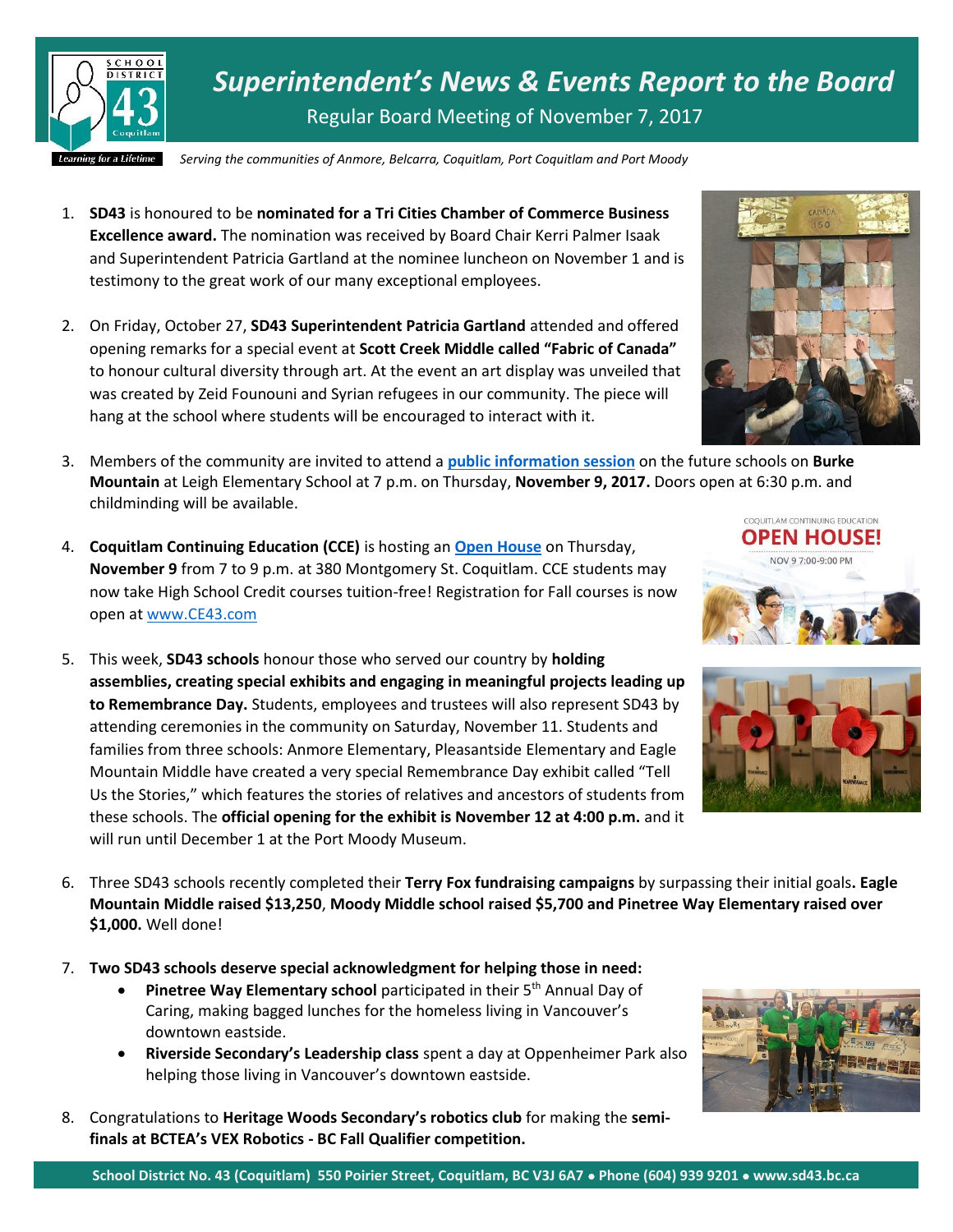# *Superintendent's News & Events Report to the Board*

Regular Board Meeting of November 7, 2017

*Serving the communities of Anmore, Belcarra, Coquitlam, Port Coquitlam and Port Moody*

1. **SD43** is honoured to be **nominated for a Tri Cities Chamber of Commerce Business Excellence award.** The nomination was received by Board Chair Kerri Palmer Isaak and Superintendent Patricia Gartland at the nominee luncheon on November 1 and is testimony to the great work of our many exceptional employees.

2. On Friday, October 27, **SD43 Superintendent Patricia Gartland** attended and offered opening remarks for a special event at **Scott Creek Middle called "Fabric of Canada"** to honour cultural diversity through art. At the event an art display was unveiled that was created by Zeid Founouni and Syrian refugees in our community. The piece will hang at the school where students will be encouraged to interact with it.

3. Members of the community are invited to attend a **public information session** on the future schools on **Burke Mountain** at Leigh Elementary School at 7 p.m. on Thursday, **November 9, 2017.** Doors open at 6:30 p.m. and childminding will be available.

4. **Coquitlam Continuing Education (CCE)** is hosting an **Open House** on Thursday, **November 9** from 7 to 9 p.m. at 380 Montgomery St. Coquitlam. CCE students may now take High School Credit courses tuition-free! Registration for Fall courses is now open at www.CE43.com

5. This week, **SD43 schools** honour those who served our country by **holding assemblies, creating special exhibits and engaging in meaningful projects leading up to Remembrance Day.** Students, employees and trustees will also represent SD43 by attending ceremonies in the community on Saturday, November 11. Students and families from three schools: Anmore Elementary, Pleasantside Elementary and Eagle Mountain Middle have created a very special Remembrance Day exhibit called "Tell Us the Stories," which features the stories of relatives and ancestors of students from these schools. The **official opening for the exhibit is November 12 at 4:00 p.m.** and it will run until December 1 at the Port Moody Museum.

6. Three SD43 schools recently completed their **Terry Fox fundraising campaigns** by surpassing their initial goals**. Eagle Mountain Middle raised $13,250**, **Moody Middle school raised $5,700 and Pinetree Way Elementary raised over $1,000.** Well done!

7. **Two SD43 schools deserve special acknowledgment for helping those in need:**
   - **Pinetree Way Elementary school** participated in their 5th Annual Day of Caring, making bagged lunches for the homeless living in Vancouver's downtown eastside.
   - **Riverside Secondary's Leadership class** spent a day at Oppenheimer Park also helping those living in Vancouver's downtown eastside.

8. Congratulations to **Heritage Woods Secondary's robotics club** for making the **semi-finals at BCTEA's VEX Robotics - BC Fall Qualifier competition.**

**School District No. 43 (Coquitlam) 550 Poirier Street, Coquitlam, BC V3J 6A7 • Phone (604) 939 9201 • www.sd43.bc.ca**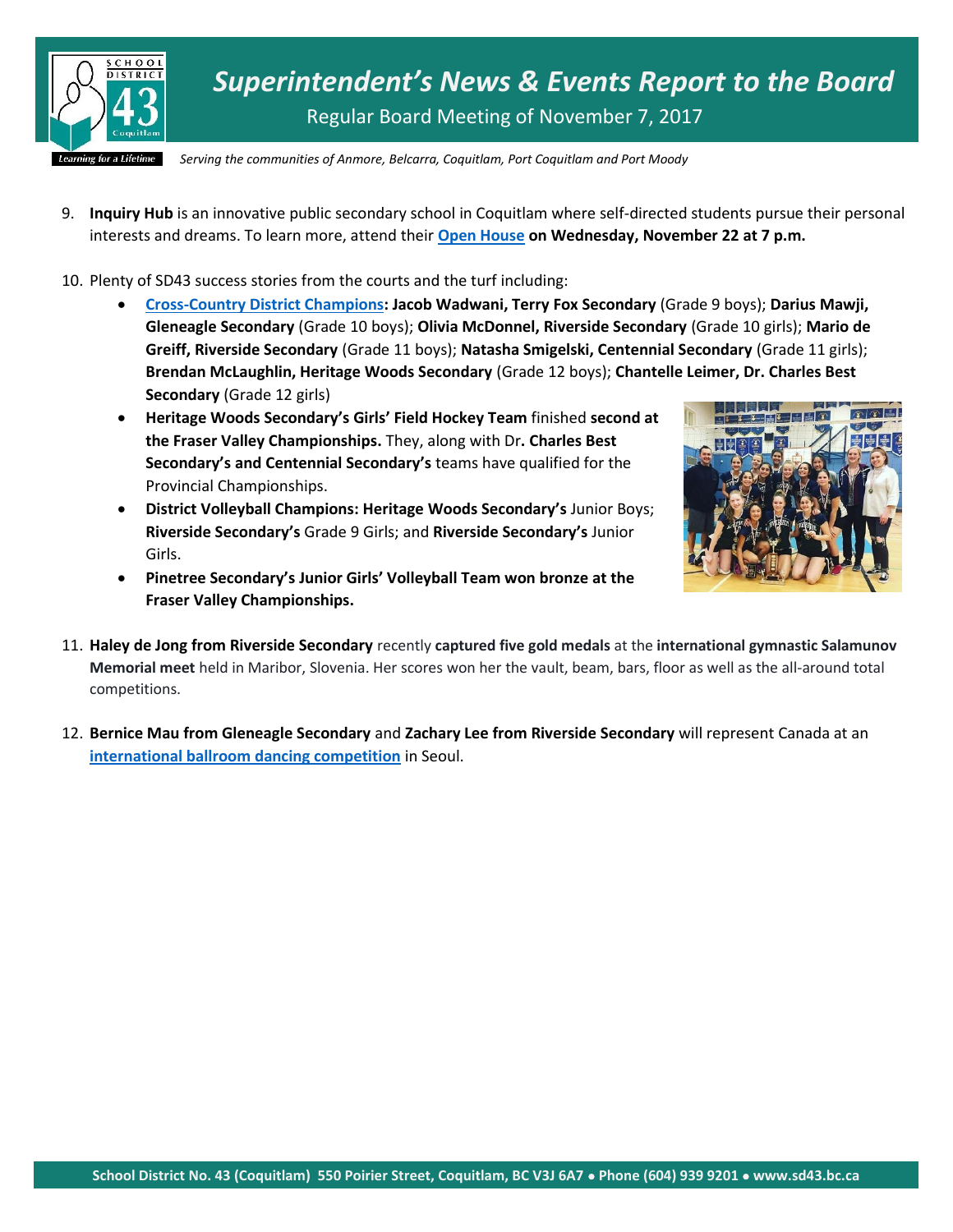# *Superintendent's News & Events Report to the Board*

Regular Board Meeting of November 7, 2017

*Serving the communities of Anmore, Belcarra, Coquitlam, Port Coquitlam and Port Moody*

9. **Inquiry Hub** is an innovative public secondary school in Coquitlam where self-directed students pursue their personal interests and dreams. To learn more, attend their **Open House** **on Wednesday, November 22 at 7 p.m.**

10. Plenty of SD43 success stories from the courts and the turf including:
    - **Cross-Country District Champions: Jacob Wadwani, Terry Fox Secondary** (Grade 9 boys); **Darius Mawji, Gleneagle Secondary** (Grade 10 boys); **Olivia McDonnel, Riverside Secondary** (Grade 10 girls); **Mario de Greiff, Riverside Secondary** (Grade 11 boys); **Natasha Smigelski, Centennial Secondary** (Grade 11 girls); **Brendan McLaughlin, Heritage Woods Secondary** (Grade 12 boys); **Chantelle Leimer, Dr. Charles Best Secondary** (Grade 12 girls)
    - **Heritage Woods Secondary's Girls' Field Hockey Team** finished **second at the Fraser Valley Championships.** They, along with Dr**. Charles Best Secondary's and Centennial Secondary's** teams have qualified for the Provincial Championships.
    - **District Volleyball Champions: Heritage Woods Secondary's** Junior Boys; **Riverside Secondary's** Grade 9 Girls; and **Riverside Secondary's** Junior Girls.
    - **Pinetree Secondary's Junior Girls' Volleyball Team won bronze at the Fraser Valley Championships.**

11. **Haley de Jong from Riverside Secondary** recently **captured five gold medals** at the **international gymnastic Salamunov Memorial meet** held in Maribor, Slovenia. Her scores won her the vault, beam, bars, floor as well as the all-around total competitions.

12. **Bernice Mau from Gleneagle Secondary** and **Zachary Lee from Riverside Secondary** will represent Canada at an **international ballroom dancing competition** in Seoul.

**School District No. 43 (Coquitlam) 550 Poirier Street, Coquitlam, BC V3J 6A7 • Phone (604) 939 9201 • www.sd43.bc.ca**